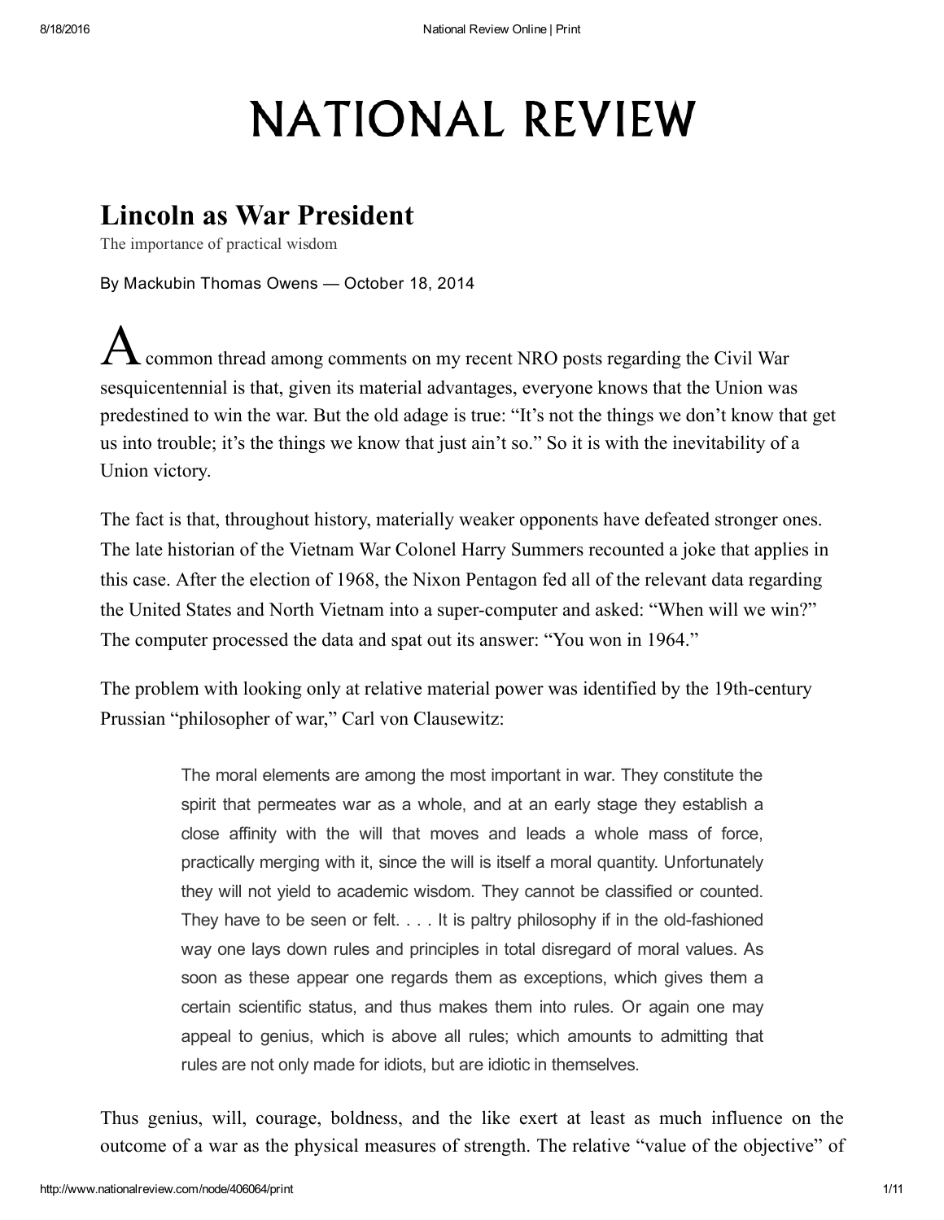# NATIONAL REVIEW

## Lincoln as War President

The importance of practical wisdom

By Mackubin Thomas Owens — October 18, 2014

A common thread among comments on my recent NRO posts regarding the Civil War sesquicentennial is that, given its material advantages, everyone knows that the Union was predestined to win the war. But the old adage is true: "It's not the things we don't know that get us into trouble; it's the things we know that just ain't so." So it is with the inevitability of a Union victory.

The fact is that, throughout history, materially weaker opponents have defeated stronger ones. The late historian of the Vietnam War Colonel Harry Summers recounted a joke that applies in this case. After the election of 1968, the Nixon Pentagon fed all of the relevant data regarding the United States and North Vietnam into a super-computer and asked: "When will we win?" The computer processed the data and spat out its answer: "You won in 1964."

The problem with looking only at relative material power was identified by the 19th-century Prussian "philosopher of war," Carl von Clausewitz:

> The moral elements are among the most important in war. They constitute the spirit that permeates war as a whole, and at an early stage they establish a close affinity with the will that moves and leads a whole mass of force, practically merging with it, since the will is itself a moral quantity. Unfortunately they will not yield to academic wisdom. They cannot be classified or counted. They have to be seen or felt. . . . It is paltry philosophy if in the old-fashioned way one lays down rules and principles in total disregard of moral values. As soon as these appear one regards them as exceptions, which gives them a certain scientific status, and thus makes them into rules. Or again one may appeal to genius, which is above all rules; which amounts to admitting that rules are not only made for idiots, but are idiotic in themselves.

Thus genius, will, courage, boldness, and the like exert at least as much influence on the outcome of a war as the physical measures of strength. The relative "value of the objective" of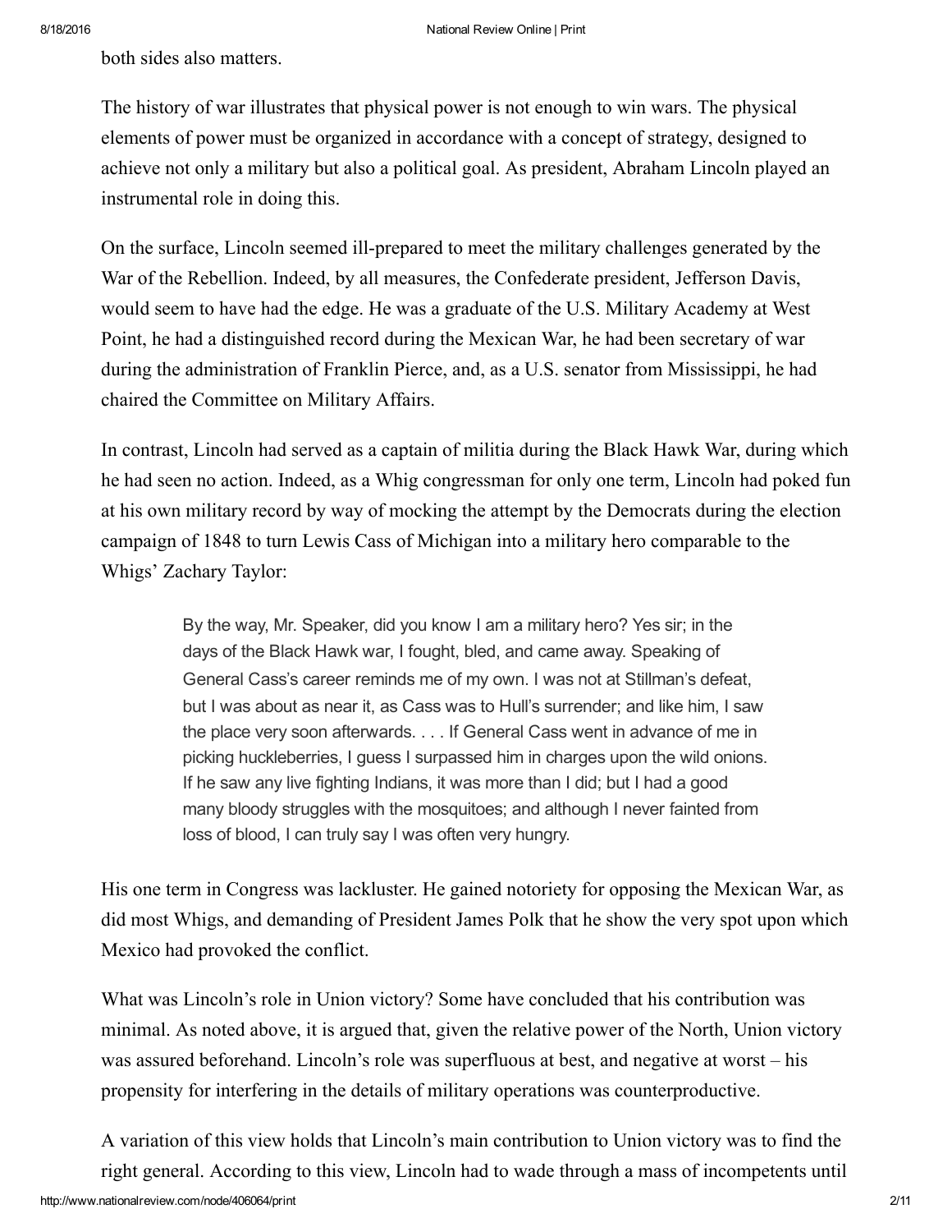both sides also matters.

The history of war illustrates that physical power is not enough to win wars. The physical elements of power must be organized in accordance with a concept of strategy, designed to achieve not only a military but also a political goal. As president, Abraham Lincoln played an instrumental role in doing this.

On the surface, Lincoln seemed ill-prepared to meet the military challenges generated by the War of the Rebellion. Indeed, by all measures, the Confederate president, Jefferson Davis, would seem to have had the edge. He was a graduate of the U.S. Military Academy at West Point, he had a distinguished record during the Mexican War, he had been secretary of war during the administration of Franklin Pierce, and, as a U.S. senator from Mississippi, he had chaired the Committee on Military Affairs.

In contrast, Lincoln had served as a captain of militia during the Black Hawk War, during which he had seen no action. Indeed, as a Whig congressman for only one term, Lincoln had poked fun at his own military record by way of mocking the attempt by the Democrats during the election campaign of 1848 to turn Lewis Cass of Michigan into a military hero comparable to the Whigs' Zachary Taylor:

> By the way, Mr. Speaker, did you know I am a military hero? Yes sir; in the days of the Black Hawk war, I fought, bled, and came away. Speaking of General Cass's career reminds me of my own. I was not at Stillman's defeat, but I was about as near it, as Cass was to Hull's surrender; and like him, I saw the place very soon afterwards. . . . If General Cass went in advance of me in picking huckleberries, I guess I surpassed him in charges upon the wild onions. If he saw any live fighting Indians, it was more than I did; but I had a good many bloody struggles with the mosquitoes; and although I never fainted from loss of blood, I can truly say I was often very hungry.

His one term in Congress was lackluster. He gained notoriety for opposing the Mexican War, as did most Whigs, and demanding of President James Polk that he show the very spot upon which Mexico had provoked the conflict.

What was Lincoln's role in Union victory? Some have concluded that his contribution was minimal. As noted above, it is argued that, given the relative power of the North, Union victory was assured beforehand. Lincoln's role was superfluous at best, and negative at worst – his propensity for interfering in the details of military operations was counterproductive.

A variation of this view holds that Lincoln's main contribution to Union victory was to find the right general. According to this view, Lincoln had to wade through a mass of incompetents until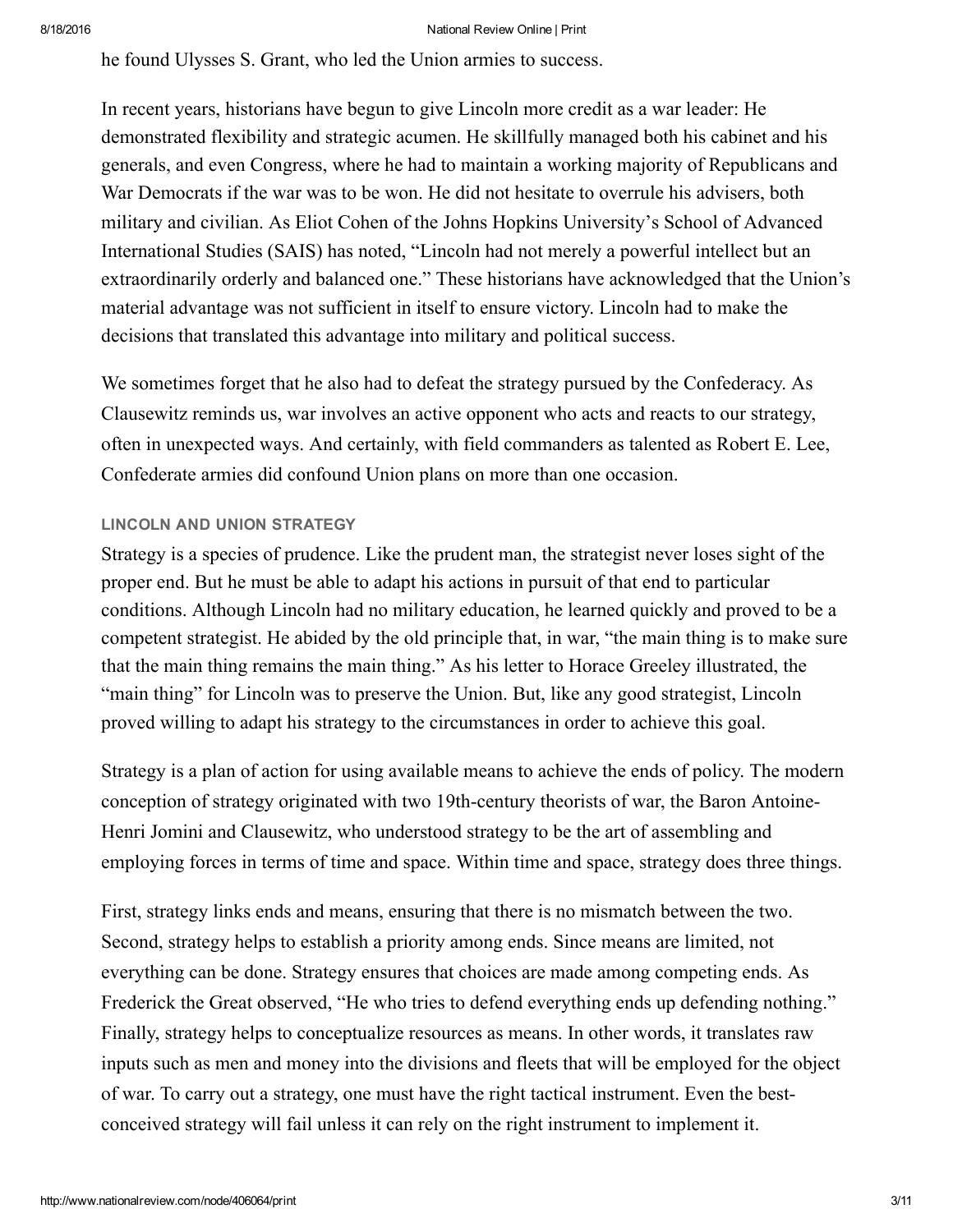he found Ulysses S. Grant, who led the Union armies to success.

In recent years, historians have begun to give Lincoln more credit as a war leader: He demonstrated flexibility and strategic acumen. He skillfully managed both his cabinet and his generals, and even Congress, where he had to maintain a working majority of Republicans and War Democrats if the war was to be won. He did not hesitate to overrule his advisers, both military and civilian. As Eliot Cohen of the Johns Hopkins University's School of Advanced International Studies (SAIS) has noted, "Lincoln had not merely a powerful intellect but an extraordinarily orderly and balanced one." These historians have acknowledged that the Union's material advantage was not sufficient in itself to ensure victory. Lincoln had to make the decisions that translated this advantage into military and political success.

We sometimes forget that he also had to defeat the strategy pursued by the Confederacy. As Clausewitz reminds us, war involves an active opponent who acts and reacts to our strategy, often in unexpected ways. And certainly, with field commanders as talented as Robert E. Lee, Confederate armies did confound Union plans on more than one occasion.

### LINCOLN AND UNION STRATEGY

Strategy is a species of prudence. Like the prudent man, the strategist never loses sight of the proper end. But he must be able to adapt his actions in pursuit of that end to particular conditions. Although Lincoln had no military education, he learned quickly and proved to be a competent strategist. He abided by the old principle that, in war, "the main thing is to make sure that the main thing remains the main thing." As his letter to Horace Greeley illustrated, the "main thing" for Lincoln was to preserve the Union. But, like any good strategist, Lincoln proved willing to adapt his strategy to the circumstances in order to achieve this goal.

Strategy is a plan of action for using available means to achieve the ends of policy. The modern conception of strategy originated with two 19th-century theorists of war, the Baron Antoine-Henri Jomini and Clausewitz, who understood strategy to be the art of assembling and employing forces in terms of time and space. Within time and space, strategy does three things.

First, strategy links ends and means, ensuring that there is no mismatch between the two. Second, strategy helps to establish a priority among ends. Since means are limited, not everything can be done. Strategy ensures that choices are made among competing ends. As Frederick the Great observed, "He who tries to defend everything ends up defending nothing." Finally, strategy helps to conceptualize resources as means. In other words, it translates raw inputs such as men and money into the divisions and fleets that will be employed for the object of war. To carry out a strategy, one must have the right tactical instrument. Even the best-conceived strategy will fail unless it can rely on the right instrument to implement it.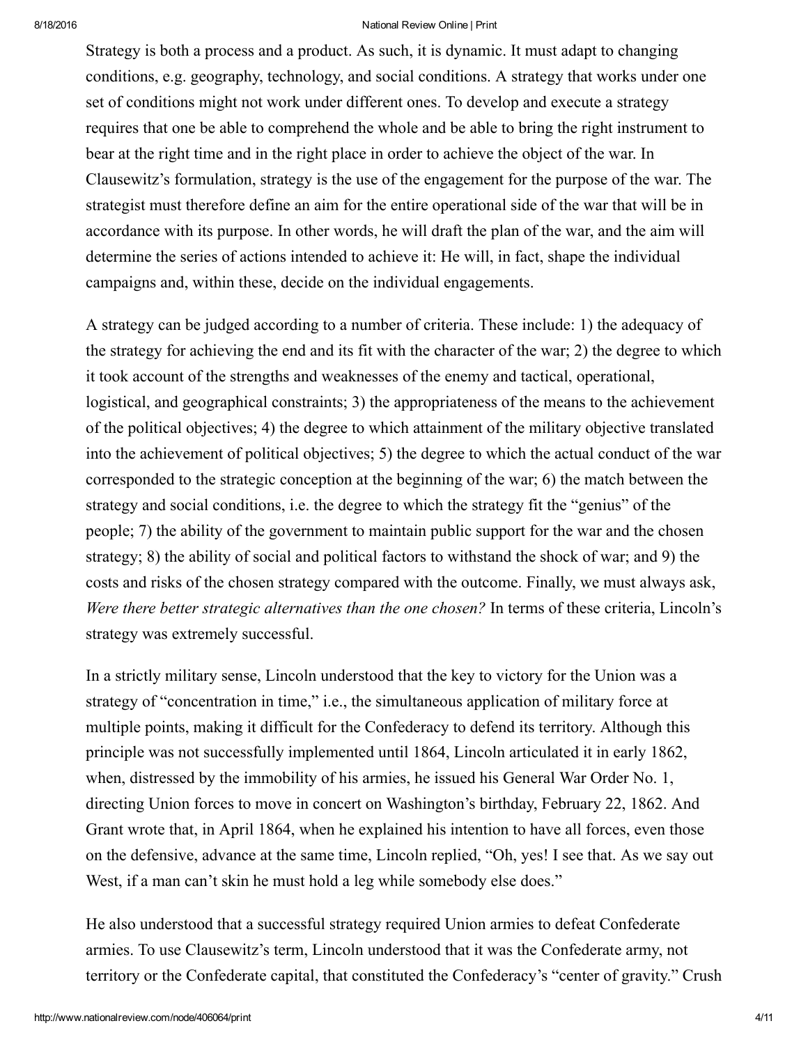Strategy is both a process and a product. As such, it is dynamic. It must adapt to changing conditions, e.g. geography, technology, and social conditions. A strategy that works under one set of conditions might not work under different ones. To develop and execute a strategy requires that one be able to comprehend the whole and be able to bring the right instrument to bear at the right time and in the right place in order to achieve the object of the war. In Clausewitz's formulation, strategy is the use of the engagement for the purpose of the war. The strategist must therefore define an aim for the entire operational side of the war that will be in accordance with its purpose. In other words, he will draft the plan of the war, and the aim will determine the series of actions intended to achieve it: He will, in fact, shape the individual campaigns and, within these, decide on the individual engagements.

A strategy can be judged according to a number of criteria. These include: 1) the adequacy of the strategy for achieving the end and its fit with the character of the war; 2) the degree to which it took account of the strengths and weaknesses of the enemy and tactical, operational, logistical, and geographical constraints; 3) the appropriateness of the means to the achievement of the political objectives; 4) the degree to which attainment of the military objective translated into the achievement of political objectives; 5) the degree to which the actual conduct of the war corresponded to the strategic conception at the beginning of the war; 6) the match between the strategy and social conditions, i.e. the degree to which the strategy fit the "genius" of the people; 7) the ability of the government to maintain public support for the war and the chosen strategy; 8) the ability of social and political factors to withstand the shock of war; and 9) the costs and risks of the chosen strategy compared with the outcome. Finally, we must always ask, *Were there better strategic alternatives than the one chosen?* In terms of these criteria, Lincoln's strategy was extremely successful.

In a strictly military sense, Lincoln understood that the key to victory for the Union was a strategy of "concentration in time," i.e., the simultaneous application of military force at multiple points, making it difficult for the Confederacy to defend its territory. Although this principle was not successfully implemented until 1864, Lincoln articulated it in early 1862, when, distressed by the immobility of his armies, he issued his General War Order No. 1, directing Union forces to move in concert on Washington's birthday, February 22, 1862. And Grant wrote that, in April 1864, when he explained his intention to have all forces, even those on the defensive, advance at the same time, Lincoln replied, "Oh, yes! I see that. As we say out West, if a man can't skin he must hold a leg while somebody else does."

He also understood that a successful strategy required Union armies to defeat Confederate armies. To use Clausewitz's term, Lincoln understood that it was the Confederate army, not territory or the Confederate capital, that constituted the Confederacy's "center of gravity." Crush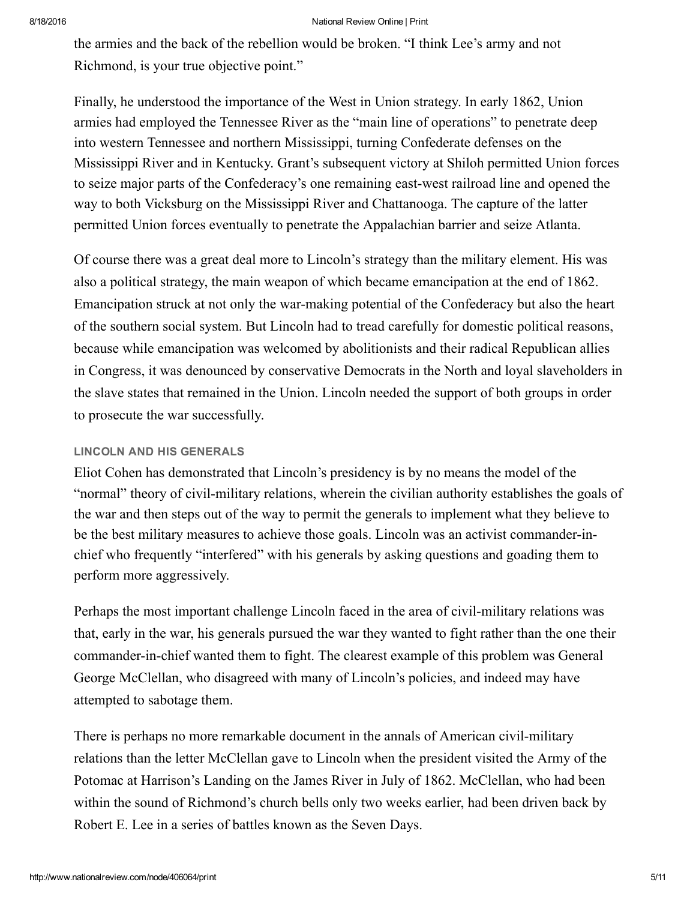the armies and the back of the rebellion would be broken. "I think Lee's army and not Richmond, is your true objective point."

Finally, he understood the importance of the West in Union strategy. In early 1862, Union armies had employed the Tennessee River as the "main line of operations" to penetrate deep into western Tennessee and northern Mississippi, turning Confederate defenses on the Mississippi River and in Kentucky. Grant's subsequent victory at Shiloh permitted Union forces to seize major parts of the Confederacy's one remaining east-west railroad line and opened the way to both Vicksburg on the Mississippi River and Chattanooga. The capture of the latter permitted Union forces eventually to penetrate the Appalachian barrier and seize Atlanta.

Of course there was a great deal more to Lincoln's strategy than the military element. His was also a political strategy, the main weapon of which became emancipation at the end of 1862. Emancipation struck at not only the war-making potential of the Confederacy but also the heart of the southern social system. But Lincoln had to tread carefully for domestic political reasons, because while emancipation was welcomed by abolitionists and their radical Republican allies in Congress, it was denounced by conservative Democrats in the North and loyal slaveholders in the slave states that remained in the Union. Lincoln needed the support of both groups in order to prosecute the war successfully.

### LINCOLN AND HIS GENERALS

Eliot Cohen has demonstrated that Lincoln's presidency is by no means the model of the "normal" theory of civil-military relations, wherein the civilian authority establishes the goals of the war and then steps out of the way to permit the generals to implement what they believe to be the best military measures to achieve those goals. Lincoln was an activist commander-in-chief who frequently "interfered" with his generals by asking questions and goading them to perform more aggressively.

Perhaps the most important challenge Lincoln faced in the area of civil-military relations was that, early in the war, his generals pursued the war they wanted to fight rather than the one their commander-in-chief wanted them to fight. The clearest example of this problem was General George McClellan, who disagreed with many of Lincoln's policies, and indeed may have attempted to sabotage them.

There is perhaps no more remarkable document in the annals of American civil-military relations than the letter McClellan gave to Lincoln when the president visited the Army of the Potomac at Harrison's Landing on the James River in July of 1862. McClellan, who had been within the sound of Richmond's church bells only two weeks earlier, had been driven back by Robert E. Lee in a series of battles known as the Seven Days.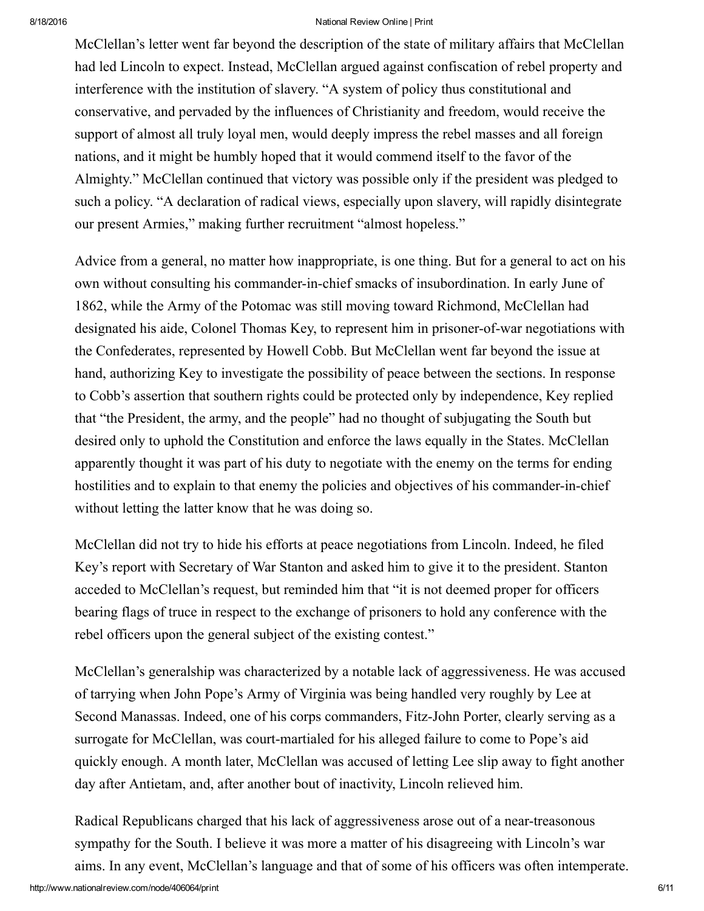McClellan's letter went far beyond the description of the state of military affairs that McClellan had led Lincoln to expect. Instead, McClellan argued against confiscation of rebel property and interference with the institution of slavery. "A system of policy thus constitutional and conservative, and pervaded by the influences of Christianity and freedom, would receive the support of almost all truly loyal men, would deeply impress the rebel masses and all foreign nations, and it might be humbly hoped that it would commend itself to the favor of the Almighty." McClellan continued that victory was possible only if the president was pledged to such a policy. "A declaration of radical views, especially upon slavery, will rapidly disintegrate our present Armies," making further recruitment "almost hopeless."

Advice from a general, no matter how inappropriate, is one thing. But for a general to act on his own without consulting his commander-in-chief smacks of insubordination. In early June of 1862, while the Army of the Potomac was still moving toward Richmond, McClellan had designated his aide, Colonel Thomas Key, to represent him in prisoner-of-war negotiations with the Confederates, represented by Howell Cobb. But McClellan went far beyond the issue at hand, authorizing Key to investigate the possibility of peace between the sections. In response to Cobb's assertion that southern rights could be protected only by independence, Key replied that "the President, the army, and the people" had no thought of subjugating the South but desired only to uphold the Constitution and enforce the laws equally in the States. McClellan apparently thought it was part of his duty to negotiate with the enemy on the terms for ending hostilities and to explain to that enemy the policies and objectives of his commander-in-chief without letting the latter know that he was doing so.

McClellan did not try to hide his efforts at peace negotiations from Lincoln. Indeed, he filed Key's report with Secretary of War Stanton and asked him to give it to the president. Stanton acceded to McClellan's request, but reminded him that "it is not deemed proper for officers bearing flags of truce in respect to the exchange of prisoners to hold any conference with the rebel officers upon the general subject of the existing contest."

McClellan's generalship was characterized by a notable lack of aggressiveness. He was accused of tarrying when John Pope's Army of Virginia was being handled very roughly by Lee at Second Manassas. Indeed, one of his corps commanders, Fitz-John Porter, clearly serving as a surrogate for McClellan, was court-martialed for his alleged failure to come to Pope's aid quickly enough. A month later, McClellan was accused of letting Lee slip away to fight another day after Antietam, and, after another bout of inactivity, Lincoln relieved him.

Radical Republicans charged that his lack of aggressiveness arose out of a near-treasonous sympathy for the South. I believe it was more a matter of his disagreeing with Lincoln's war aims. In any event, McClellan's language and that of some of his officers was often intemperate.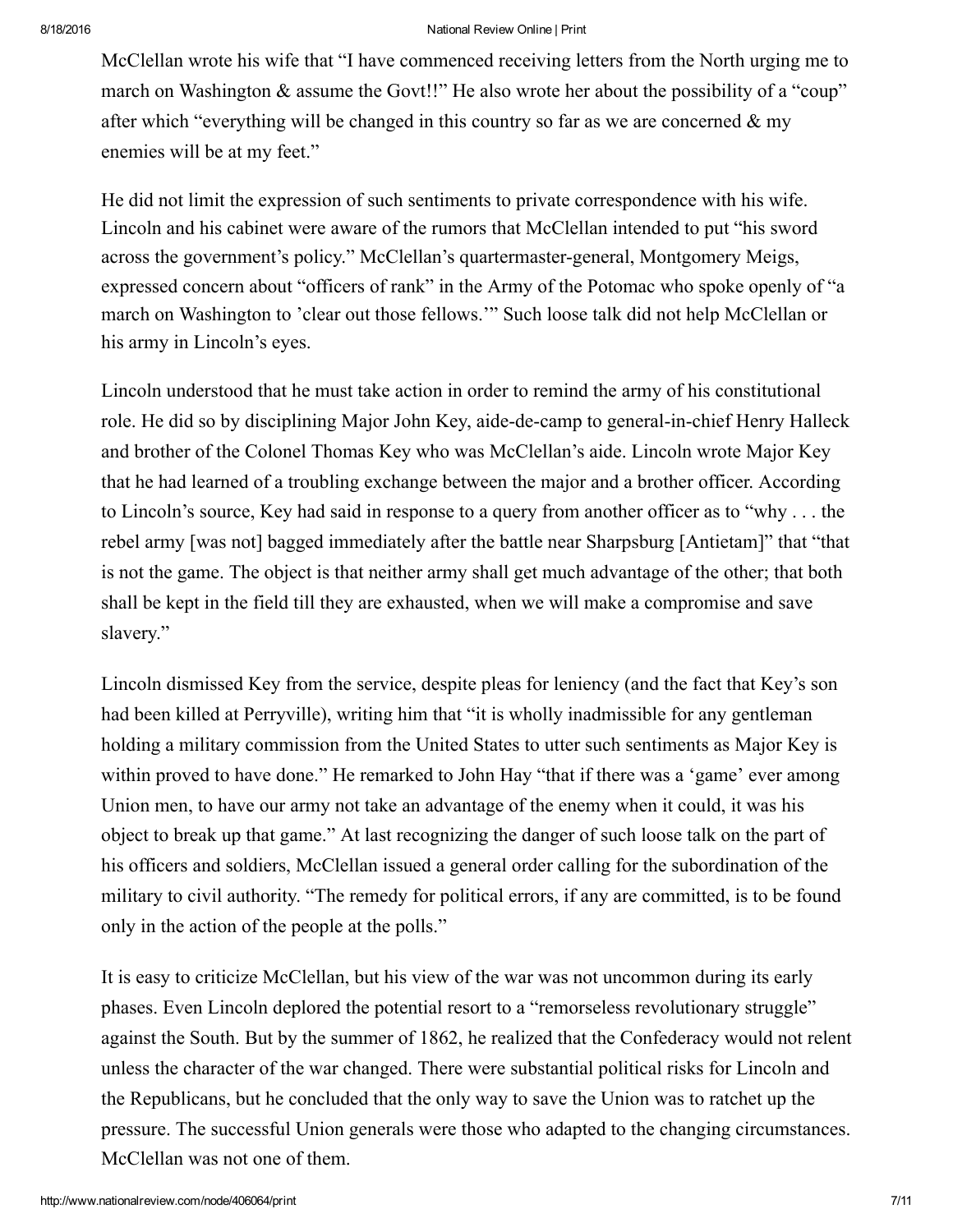McClellan wrote his wife that "I have commenced receiving letters from the North urging me to march on Washington & assume the Govt!!" He also wrote her about the possibility of a "coup" after which "everything will be changed in this country so far as we are concerned & my enemies will be at my feet."

He did not limit the expression of such sentiments to private correspondence with his wife. Lincoln and his cabinet were aware of the rumors that McClellan intended to put "his sword across the government's policy." McClellan's quartermaster-general, Montgomery Meigs, expressed concern about "officers of rank" in the Army of the Potomac who spoke openly of "a march on Washington to 'clear out those fellows.'" Such loose talk did not help McClellan or his army in Lincoln's eyes.

Lincoln understood that he must take action in order to remind the army of his constitutional role. He did so by disciplining Major John Key, aide-de-camp to general-in-chief Henry Halleck and brother of the Colonel Thomas Key who was McClellan's aide. Lincoln wrote Major Key that he had learned of a troubling exchange between the major and a brother officer. According to Lincoln's source, Key had said in response to a query from another officer as to "why . . . the rebel army [was not] bagged immediately after the battle near Sharpsburg [Antietam]" that "that is not the game. The object is that neither army shall get much advantage of the other; that both shall be kept in the field till they are exhausted, when we will make a compromise and save slavery."

Lincoln dismissed Key from the service, despite pleas for leniency (and the fact that Key's son had been killed at Perryville), writing him that "it is wholly inadmissible for any gentleman holding a military commission from the United States to utter such sentiments as Major Key is within proved to have done." He remarked to John Hay "that if there was a 'game' ever among Union men, to have our army not take an advantage of the enemy when it could, it was his object to break up that game." At last recognizing the danger of such loose talk on the part of his officers and soldiers, McClellan issued a general order calling for the subordination of the military to civil authority. "The remedy for political errors, if any are committed, is to be found only in the action of the people at the polls."

It is easy to criticize McClellan, but his view of the war was not uncommon during its early phases. Even Lincoln deplored the potential resort to a "remorseless revolutionary struggle" against the South. But by the summer of 1862, he realized that the Confederacy would not relent unless the character of the war changed. There were substantial political risks for Lincoln and the Republicans, but he concluded that the only way to save the Union was to ratchet up the pressure. The successful Union generals were those who adapted to the changing circumstances. McClellan was not one of them.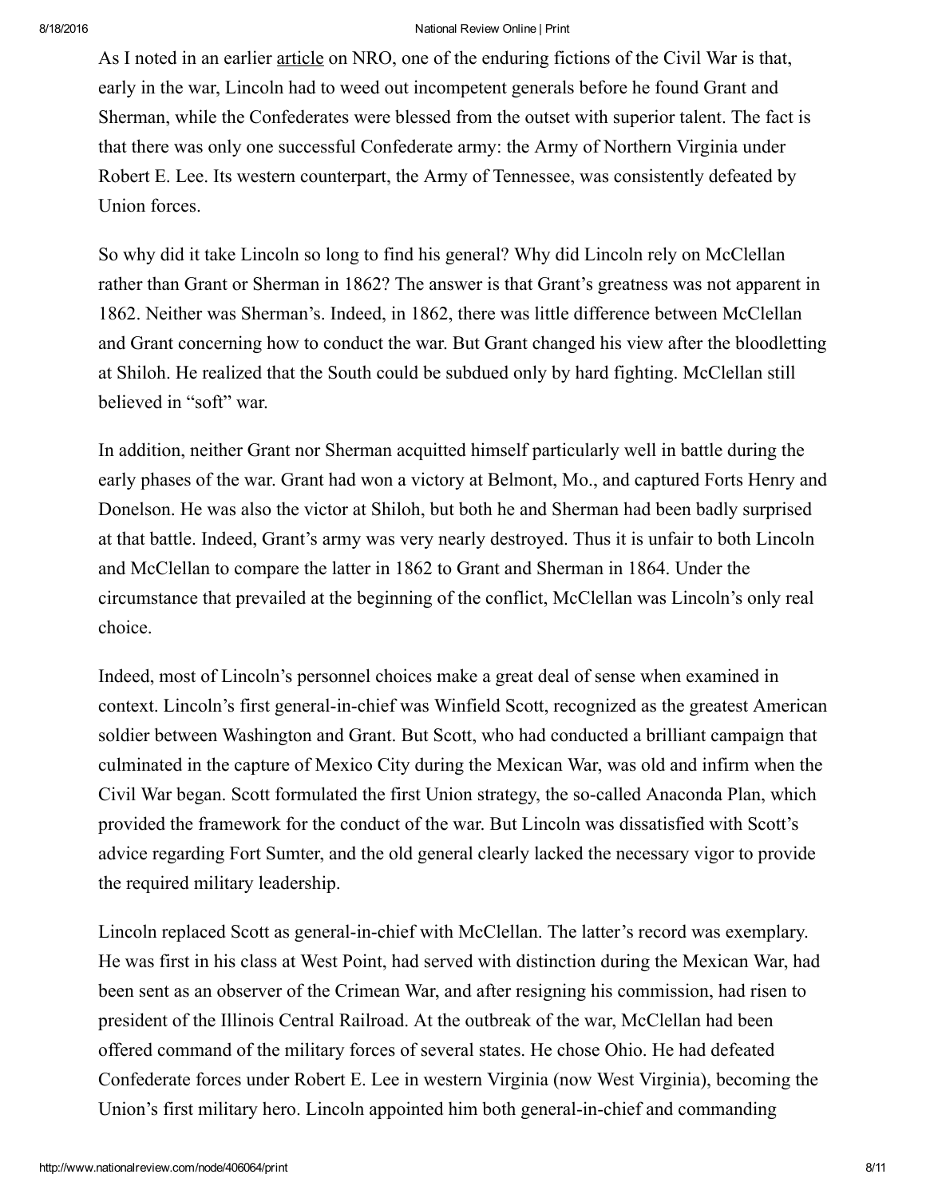As I noted in an earlier article on NRO, one of the enduring fictions of the Civil War is that, early in the war, Lincoln had to weed out incompetent generals before he found Grant and Sherman, while the Confederates were blessed from the outset with superior talent. The fact is that there was only one successful Confederate army: the Army of Northern Virginia under Robert E. Lee. Its western counterpart, the Army of Tennessee, was consistently defeated by Union forces.

So why did it take Lincoln so long to find his general? Why did Lincoln rely on McClellan rather than Grant or Sherman in 1862? The answer is that Grant's greatness was not apparent in 1862. Neither was Sherman's. Indeed, in 1862, there was little difference between McClellan and Grant concerning how to conduct the war. But Grant changed his view after the bloodletting at Shiloh. He realized that the South could be subdued only by hard fighting. McClellan still believed in "soft" war.

In addition, neither Grant nor Sherman acquitted himself particularly well in battle during the early phases of the war. Grant had won a victory at Belmont, Mo., and captured Forts Henry and Donelson. He was also the victor at Shiloh, but both he and Sherman had been badly surprised at that battle. Indeed, Grant's army was very nearly destroyed. Thus it is unfair to both Lincoln and McClellan to compare the latter in 1862 to Grant and Sherman in 1864. Under the circumstance that prevailed at the beginning of the conflict, McClellan was Lincoln's only real choice.

Indeed, most of Lincoln's personnel choices make a great deal of sense when examined in context. Lincoln's first general-in-chief was Winfield Scott, recognized as the greatest American soldier between Washington and Grant. But Scott, who had conducted a brilliant campaign that culminated in the capture of Mexico City during the Mexican War, was old and infirm when the Civil War began. Scott formulated the first Union strategy, the so-called Anaconda Plan, which provided the framework for the conduct of the war. But Lincoln was dissatisfied with Scott's advice regarding Fort Sumter, and the old general clearly lacked the necessary vigor to provide the required military leadership.

Lincoln replaced Scott as general-in-chief with McClellan. The latter's record was exemplary. He was first in his class at West Point, had served with distinction during the Mexican War, had been sent as an observer of the Crimean War, and after resigning his commission, had risen to president of the Illinois Central Railroad. At the outbreak of the war, McClellan had been offered command of the military forces of several states. He chose Ohio. He had defeated Confederate forces under Robert E. Lee in western Virginia (now West Virginia), becoming the Union's first military hero. Lincoln appointed him both general-in-chief and commanding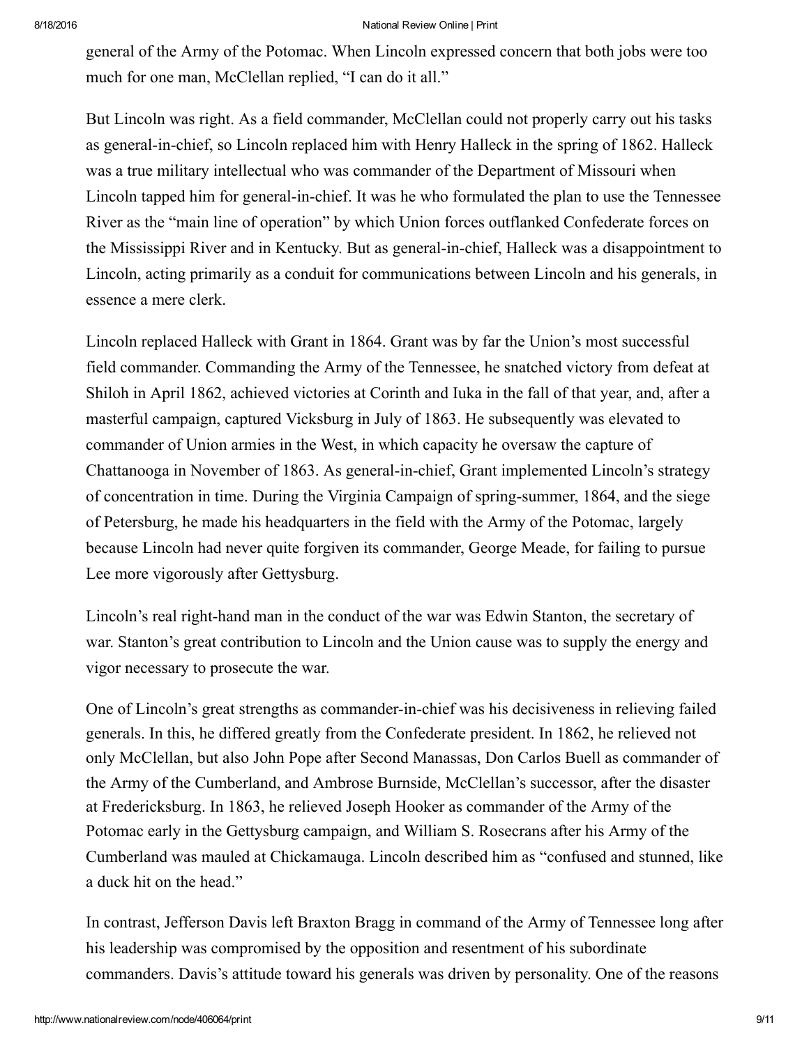general of the Army of the Potomac. When Lincoln expressed concern that both jobs were too much for one man, McClellan replied, "I can do it all."

But Lincoln was right. As a field commander, McClellan could not properly carry out his tasks as general-in-chief, so Lincoln replaced him with Henry Halleck in the spring of 1862. Halleck was a true military intellectual who was commander of the Department of Missouri when Lincoln tapped him for general-in-chief. It was he who formulated the plan to use the Tennessee River as the "main line of operation" by which Union forces outflanked Confederate forces on the Mississippi River and in Kentucky. But as general-in-chief, Halleck was a disappointment to Lincoln, acting primarily as a conduit for communications between Lincoln and his generals, in essence a mere clerk.

Lincoln replaced Halleck with Grant in 1864. Grant was by far the Union's most successful field commander. Commanding the Army of the Tennessee, he snatched victory from defeat at Shiloh in April 1862, achieved victories at Corinth and Iuka in the fall of that year, and, after a masterful campaign, captured Vicksburg in July of 1863. He subsequently was elevated to commander of Union armies in the West, in which capacity he oversaw the capture of Chattanooga in November of 1863. As general-in-chief, Grant implemented Lincoln's strategy of concentration in time. During the Virginia Campaign of spring-summer, 1864, and the siege of Petersburg, he made his headquarters in the field with the Army of the Potomac, largely because Lincoln had never quite forgiven its commander, George Meade, for failing to pursue Lee more vigorously after Gettysburg.

Lincoln's real right-hand man in the conduct of the war was Edwin Stanton, the secretary of war. Stanton's great contribution to Lincoln and the Union cause was to supply the energy and vigor necessary to prosecute the war.

One of Lincoln's great strengths as commander-in-chief was his decisiveness in relieving failed generals. In this, he differed greatly from the Confederate president. In 1862, he relieved not only McClellan, but also John Pope after Second Manassas, Don Carlos Buell as commander of the Army of the Cumberland, and Ambrose Burnside, McClellan's successor, after the disaster at Fredericksburg. In 1863, he relieved Joseph Hooker as commander of the Army of the Potomac early in the Gettysburg campaign, and William S. Rosecrans after his Army of the Cumberland was mauled at Chickamauga. Lincoln described him as "confused and stunned, like a duck hit on the head."

In contrast, Jefferson Davis left Braxton Bragg in command of the Army of Tennessee long after his leadership was compromised by the opposition and resentment of his subordinate commanders. Davis's attitude toward his generals was driven by personality. One of the reasons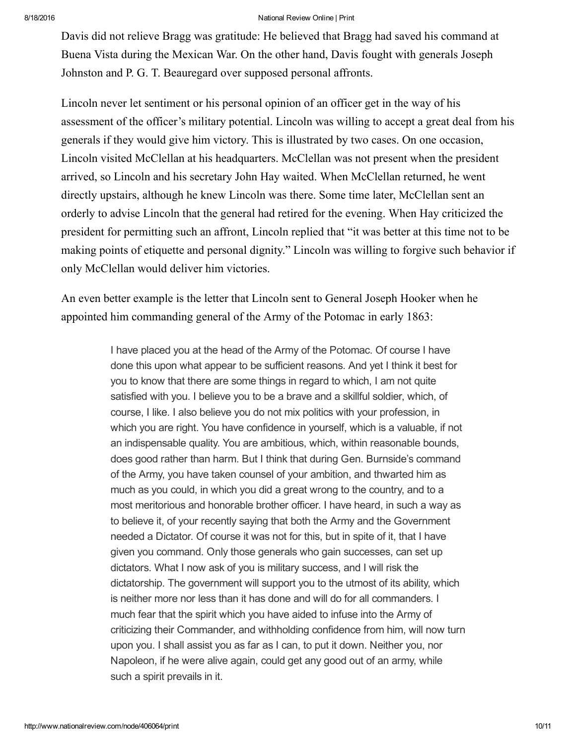Davis did not relieve Bragg was gratitude: He believed that Bragg had saved his command at Buena Vista during the Mexican War. On the other hand, Davis fought with generals Joseph Johnston and P. G. T. Beauregard over supposed personal affronts.

Lincoln never let sentiment or his personal opinion of an officer get in the way of his assessment of the officer's military potential. Lincoln was willing to accept a great deal from his generals if they would give him victory. This is illustrated by two cases. On one occasion, Lincoln visited McClellan at his headquarters. McClellan was not present when the president arrived, so Lincoln and his secretary John Hay waited. When McClellan returned, he went directly upstairs, although he knew Lincoln was there. Some time later, McClellan sent an orderly to advise Lincoln that the general had retired for the evening. When Hay criticized the president for permitting such an affront, Lincoln replied that "it was better at this time not to be making points of etiquette and personal dignity." Lincoln was willing to forgive such behavior if only McClellan would deliver him victories.

An even better example is the letter that Lincoln sent to General Joseph Hooker when he appointed him commanding general of the Army of the Potomac in early 1863:

> I have placed you at the head of the Army of the Potomac. Of course I have done this upon what appear to be sufficient reasons. And yet I think it best for you to know that there are some things in regard to which, I am not quite satisfied with you. I believe you to be a brave and a skillful soldier, which, of course, I like. I also believe you do not mix politics with your profession, in which you are right. You have confidence in yourself, which is a valuable, if not an indispensable quality. You are ambitious, which, within reasonable bounds, does good rather than harm. But I think that during Gen. Burnside's command of the Army, you have taken counsel of your ambition, and thwarted him as much as you could, in which you did a great wrong to the country, and to a most meritorious and honorable brother officer. I have heard, in such a way as to believe it, of your recently saying that both the Army and the Government needed a Dictator. Of course it was not for this, but in spite of it, that I have given you command. Only those generals who gain successes, can set up dictators. What I now ask of you is military success, and I will risk the dictatorship. The government will support you to the utmost of its ability, which is neither more nor less than it has done and will do for all commanders. I much fear that the spirit which you have aided to infuse into the Army of criticizing their Commander, and withholding confidence from him, will now turn upon you. I shall assist you as far as I can, to put it down. Neither you, nor Napoleon, if he were alive again, could get any good out of an army, while such a spirit prevails in it.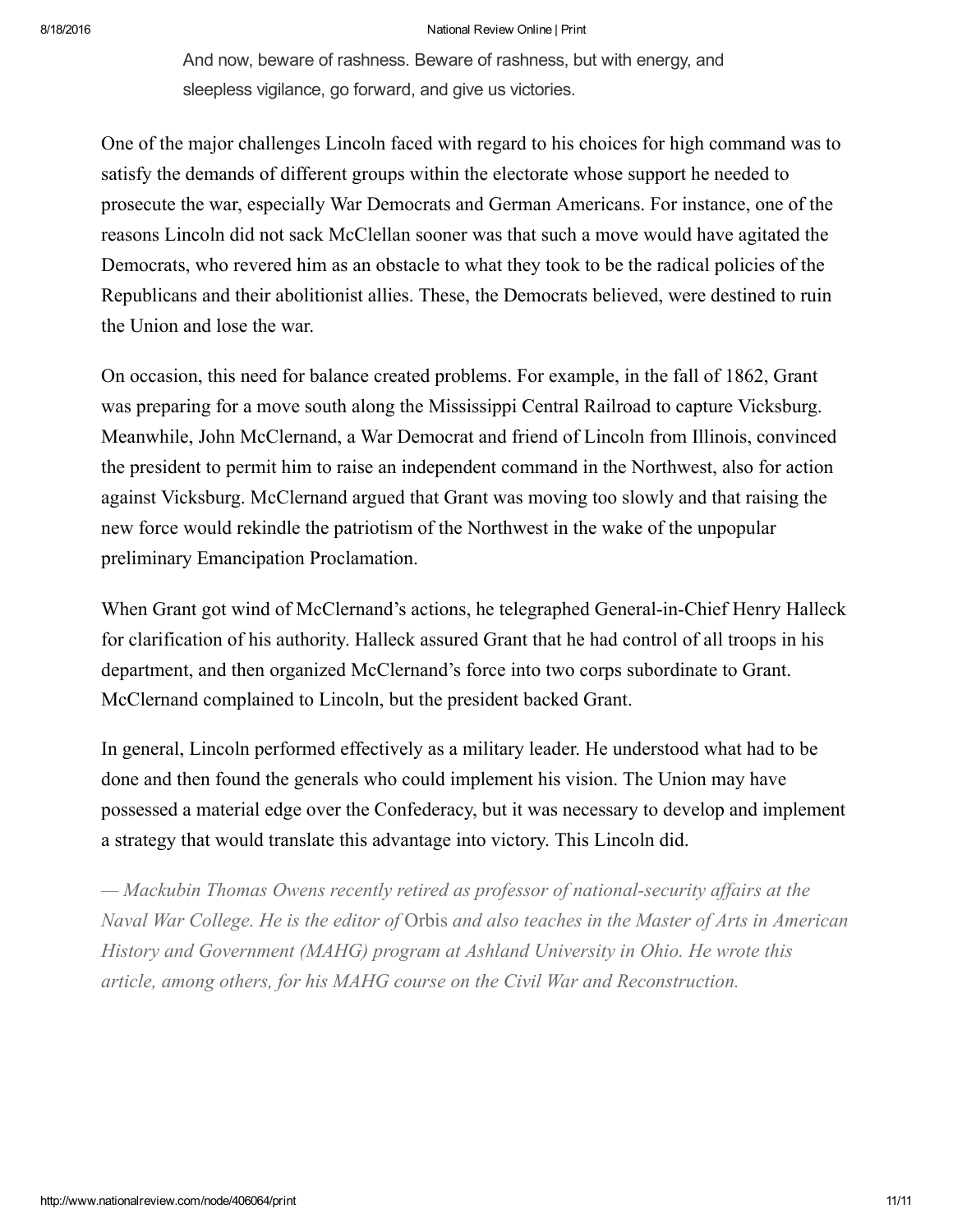> And now, beware of rashness. Beware of rashness, but with energy, and sleepless vigilance, go forward, and give us victories.

One of the major challenges Lincoln faced with regard to his choices for high command was to satisfy the demands of different groups within the electorate whose support he needed to prosecute the war, especially War Democrats and German Americans. For instance, one of the reasons Lincoln did not sack McClellan sooner was that such a move would have agitated the Democrats, who revered him as an obstacle to what they took to be the radical policies of the Republicans and their abolitionist allies. These, the Democrats believed, were destined to ruin the Union and lose the war.

On occasion, this need for balance created problems. For example, in the fall of 1862, Grant was preparing for a move south along the Mississippi Central Railroad to capture Vicksburg. Meanwhile, John McClernand, a War Democrat and friend of Lincoln from Illinois, convinced the president to permit him to raise an independent command in the Northwest, also for action against Vicksburg. McClernand argued that Grant was moving too slowly and that raising the new force would rekindle the patriotism of the Northwest in the wake of the unpopular preliminary Emancipation Proclamation.

When Grant got wind of McClernand's actions, he telegraphed General-in-Chief Henry Halleck for clarification of his authority. Halleck assured Grant that he had control of all troops in his department, and then organized McClernand's force into two corps subordinate to Grant. McClernand complained to Lincoln, but the president backed Grant.

In general, Lincoln performed effectively as a military leader. He understood what had to be done and then found the generals who could implement his vision. The Union may have possessed a material edge over the Confederacy, but it was necessary to develop and implement a strategy that would translate this advantage into victory. This Lincoln did.

*— Mackubin Thomas Owens recently retired as professor of national-security affairs at the Naval War College. He is the editor of* Orbis *and also teaches in the Master of Arts in American History and Government (MAHG) program at Ashland University in Ohio. He wrote this article, among others, for his MAHG course on the Civil War and Reconstruction.*